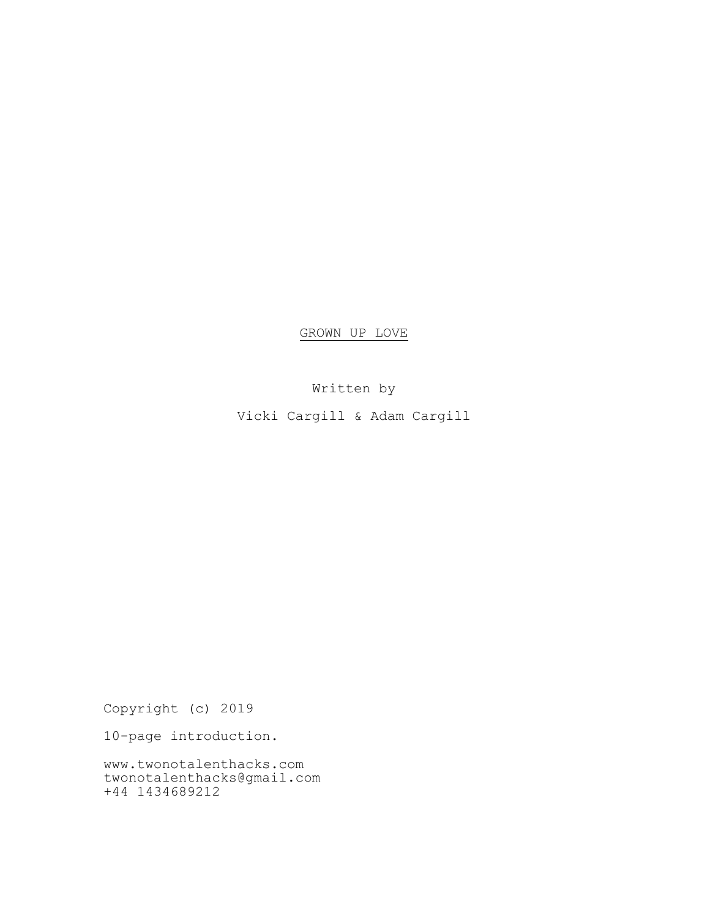# GROWN UP LOVE

Written by

Vicki Cargill & Adam Cargill

Copyright (c) 2019

10-page introduction.

www.twonotalenthacks.com
twonotalenthacks@gmail.com
+44 1434689212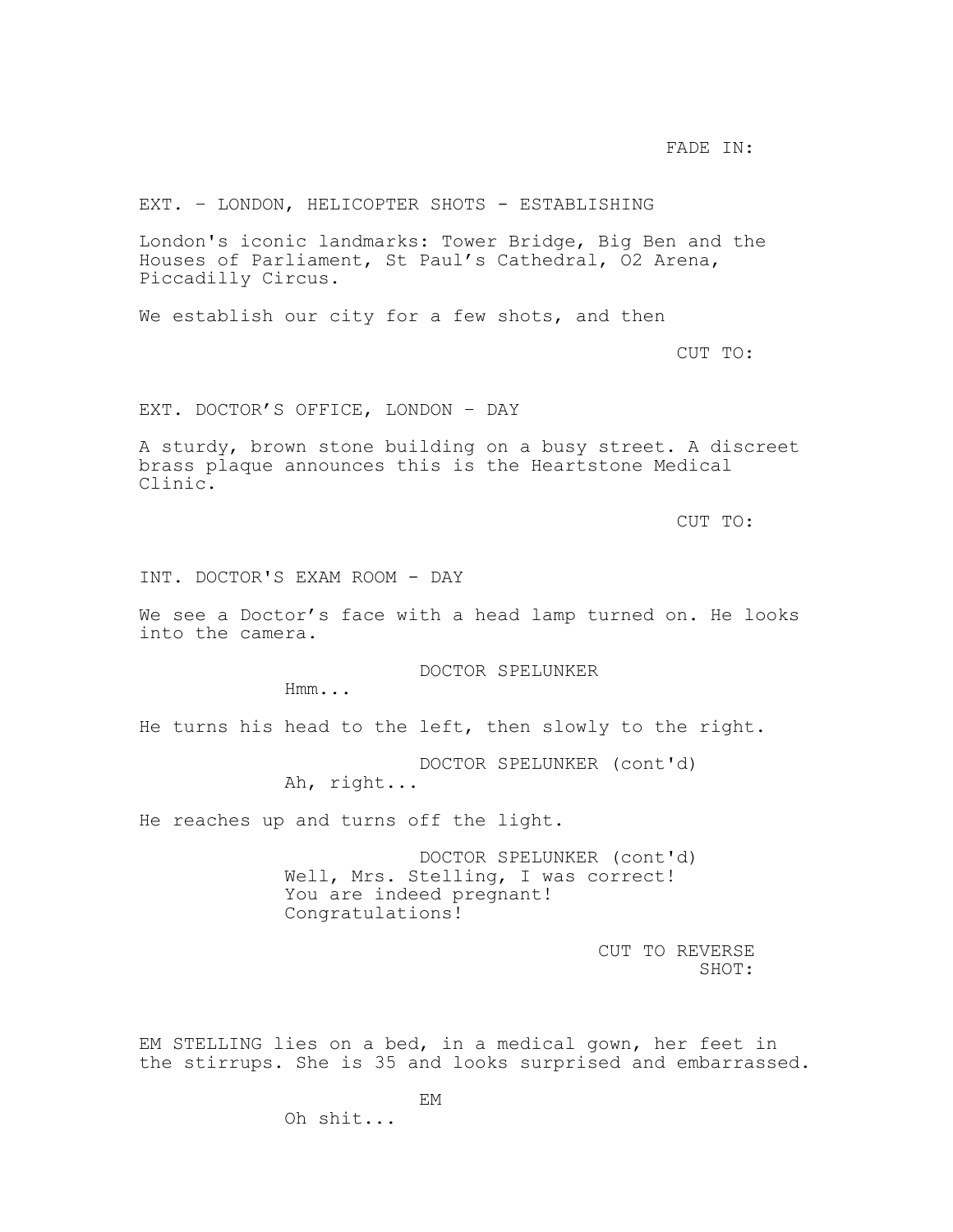FADE IN:

EXT. – LONDON, HELICOPTER SHOTS - ESTABLISHING

London's iconic landmarks: Tower Bridge, Big Ben and the Houses of Parliament, St Paul’s Cathedral, O2 Arena, Piccadilly Circus.

We establish our city for a few shots, and then

CUT TO:

EXT. DOCTOR’S OFFICE, LONDON – DAY

A sturdy, brown stone building on a busy street. A discreet brass plaque announces this is the Heartstone Medical Clinic.

CUT TO:

INT. DOCTOR'S EXAM ROOM - DAY

We see a Doctor’s face with a head lamp turned on. He looks into the camera.

DOCTOR SPELUNKER
Hmm...

He turns his head to the left, then slowly to the right.

DOCTOR SPELUNKER (cont'd)
Ah, right...

He reaches up and turns off the light.

DOCTOR SPELUNKER (cont'd)
Well, Mrs. Stelling, I was correct! You are indeed pregnant! Congratulations!

CUT TO REVERSE SHOT:

EM STELLING lies on a bed, in a medical gown, her feet in the stirrups. She is 35 and looks surprised and embarrassed.

EM
Oh shit...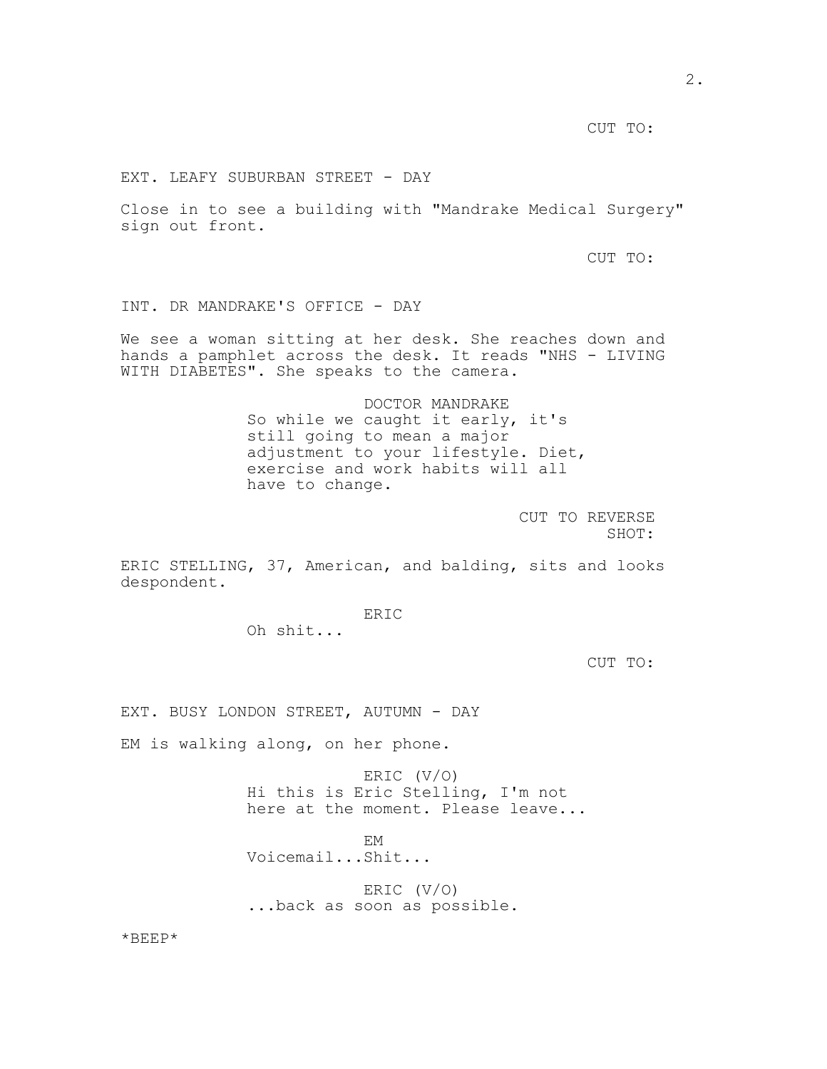CUT TO:

EXT. LEAFY SUBURBAN STREET - DAY

Close in to see a building with "Mandrake Medical Surgery" sign out front.

CUT TO:

INT. DR MANDRAKE'S OFFICE - DAY

We see a woman sitting at her desk. She reaches down and hands a pamphlet across the desk. It reads "NHS - LIVING WITH DIABETES". She speaks to the camera.

DOCTOR MANDRAKE
So while we caught it early, it's still going to mean a major adjustment to your lifestyle. Diet, exercise and work habits will all have to change.

CUT TO REVERSE SHOT:

ERIC STELLING, 37, American, and balding, sits and looks despondent.

ERIC
Oh shit...

CUT TO:

EXT. BUSY LONDON STREET, AUTUMN - DAY

EM is walking along, on her phone.

ERIC (V/O)
Hi this is Eric Stelling, I'm not here at the moment. Please leave...

EM
Voicemail...Shit...

ERIC (V/O)
...back as soon as possible.

*BEEP*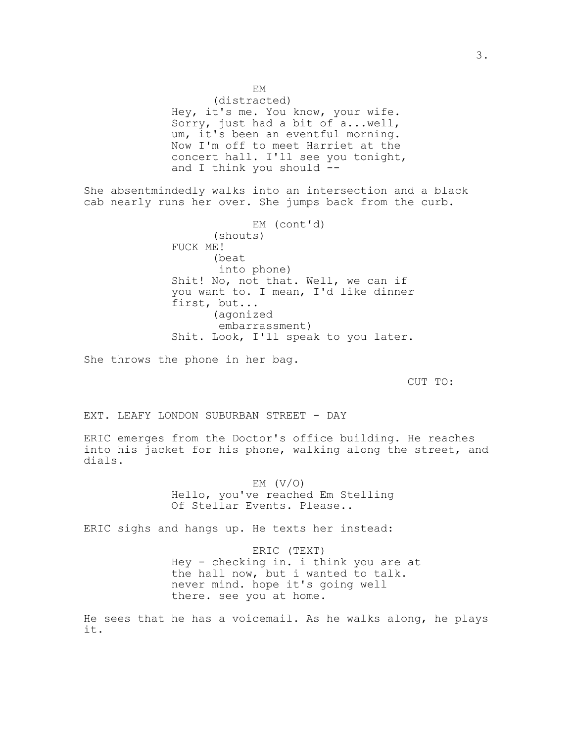EM
(distracted)
Hey, it's me. You know, your wife. Sorry, just had a bit of a...well, um, it's been an eventful morning. Now I'm off to meet Harriet at the concert hall. I'll see you tonight, and I think you should --

She absentmindedly walks into an intersection and a black cab nearly runs her over. She jumps back from the curb.

EM (cont'd)
(shouts)
FUCK ME!
(beat
into phone)
Shit! No, not that. Well, we can if you want to. I mean, I'd like dinner first, but...
(agonized
embarrassment)
Shit. Look, I'll speak to you later.

She throws the phone in her bag.

CUT TO:

EXT. LEAFY LONDON SUBURBAN STREET - DAY

ERIC emerges from the Doctor's office building. He reaches into his jacket for his phone, walking along the street, and dials.

EM (V/O)
Hello, you've reached Em Stelling Of Stellar Events. Please..

ERIC sighs and hangs up. He texts her instead:

ERIC (TEXT)
Hey - checking in. i think you are at the hall now, but i wanted to talk. never mind. hope it's going well there. see you at home.

He sees that he has a voicemail. As he walks along, he plays it.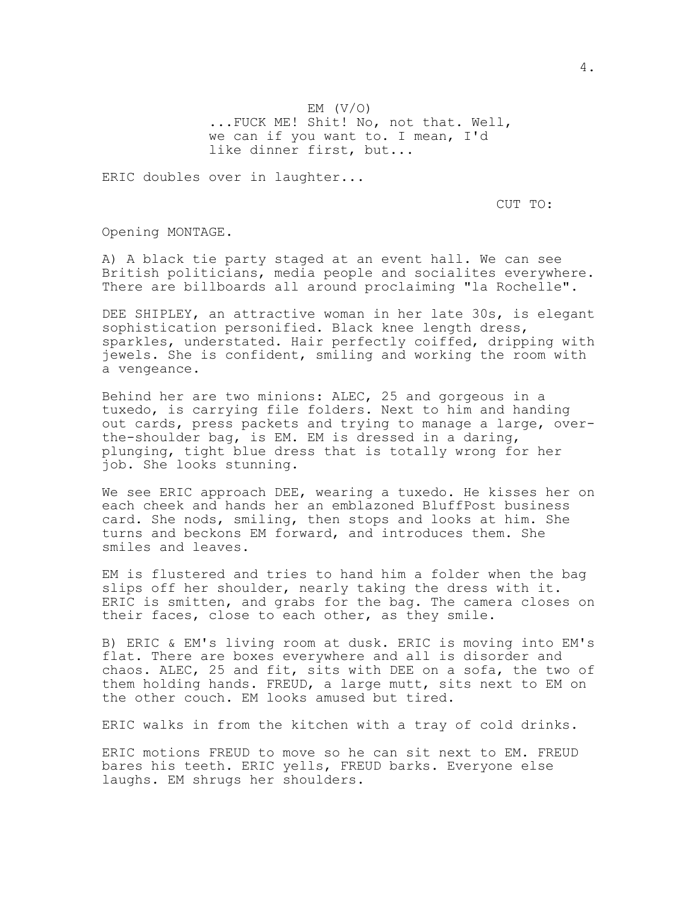EM (V/O)
...FUCK ME! Shit! No, not that. Well, we can if you want to. I mean, I'd like dinner first, but...

ERIC doubles over in laughter...

CUT TO:

Opening MONTAGE.

A) A black tie party staged at an event hall. We can see British politicians, media people and socialites everywhere. There are billboards all around proclaiming "la Rochelle".

DEE SHIPLEY, an attractive woman in her late 30s, is elegant sophistication personified. Black knee length dress, sparkles, understated. Hair perfectly coiffed, dripping with jewels. She is confident, smiling and working the room with a vengeance.

Behind her are two minions: ALEC, 25 and gorgeous in a tuxedo, is carrying file folders. Next to him and handing out cards, press packets and trying to manage a large, over-the-shoulder bag, is EM. EM is dressed in a daring, plunging, tight blue dress that is totally wrong for her job. She looks stunning.

We see ERIC approach DEE, wearing a tuxedo. He kisses her on each cheek and hands her an emblazoned BluffPost business card. She nods, smiling, then stops and looks at him. She turns and beckons EM forward, and introduces them. She smiles and leaves.

EM is flustered and tries to hand him a folder when the bag slips off her shoulder, nearly taking the dress with it. ERIC is smitten, and grabs for the bag. The camera closes on their faces, close to each other, as they smile.

B) ERIC & EM's living room at dusk. ERIC is moving into EM's flat. There are boxes everywhere and all is disorder and chaos. ALEC, 25 and fit, sits with DEE on a sofa, the two of them holding hands. FREUD, a large mutt, sits next to EM on the other couch. EM looks amused but tired.

ERIC walks in from the kitchen with a tray of cold drinks.

ERIC motions FREUD to move so he can sit next to EM. FREUD bares his teeth. ERIC yells, FREUD barks. Everyone else laughs. EM shrugs her shoulders.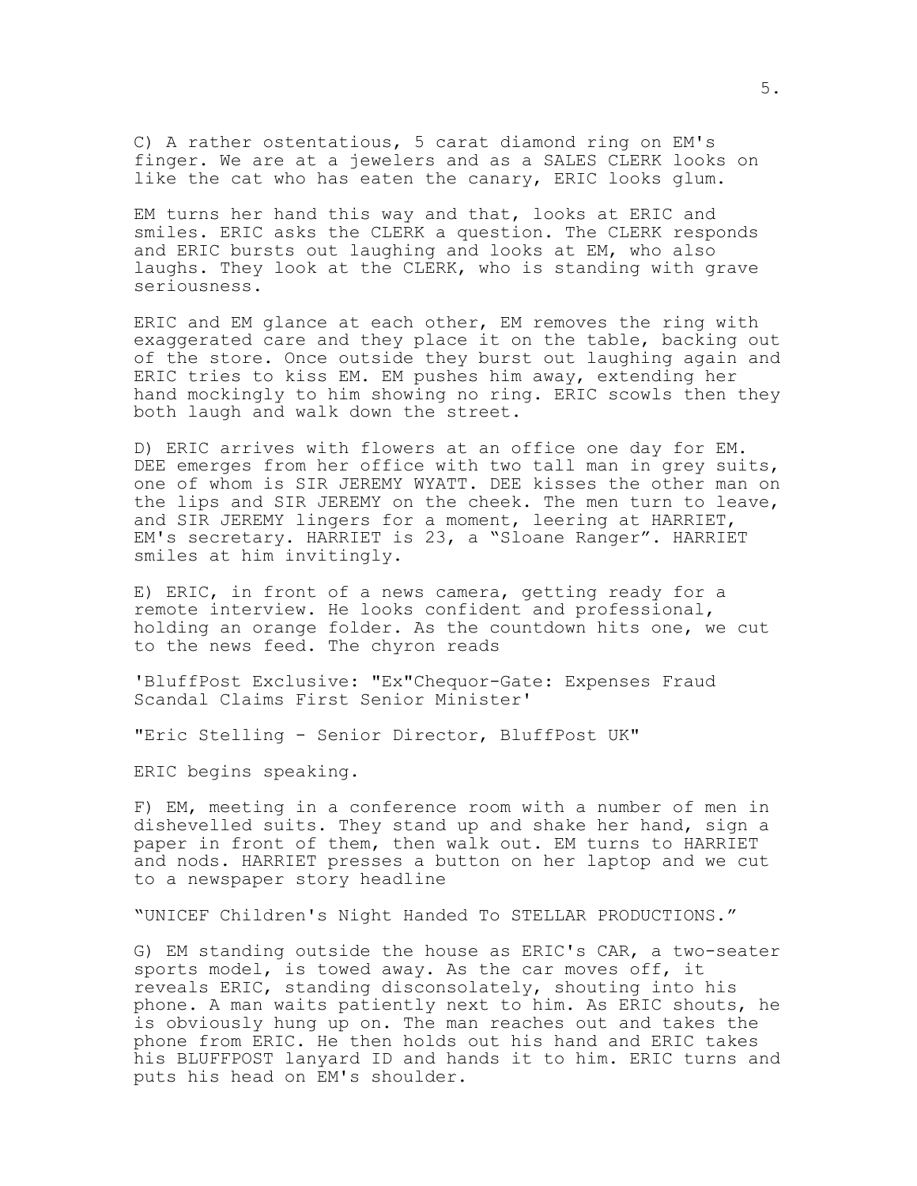C) A rather ostentatious, 5 carat diamond ring on EM's finger. We are at a jewelers and as a SALES CLERK looks on like the cat who has eaten the canary, ERIC looks glum.

EM turns her hand this way and that, looks at ERIC and smiles. ERIC asks the CLERK a question. The CLERK responds and ERIC bursts out laughing and looks at EM, who also laughs. They look at the CLERK, who is standing with grave seriousness.

ERIC and EM glance at each other, EM removes the ring with exaggerated care and they place it on the table, backing out of the store. Once outside they burst out laughing again and ERIC tries to kiss EM. EM pushes him away, extending her hand mockingly to him showing no ring. ERIC scowls then they both laugh and walk down the street.

D) ERIC arrives with flowers at an office one day for EM. DEE emerges from her office with two tall man in grey suits, one of whom is SIR JEREMY WYATT. DEE kisses the other man on the lips and SIR JEREMY on the cheek. The men turn to leave, and SIR JEREMY lingers for a moment, leering at HARRIET, EM's secretary. HARRIET is 23, a "Sloane Ranger". HARRIET smiles at him invitingly.

E) ERIC, in front of a news camera, getting ready for a remote interview. He looks confident and professional, holding an orange folder. As the countdown hits one, we cut to the news feed. The chyron reads

'BluffPost Exclusive: "Ex"Chequor-Gate: Expenses Fraud Scandal Claims First Senior Minister'

"Eric Stelling - Senior Director, BluffPost UK"

ERIC begins speaking.

F) EM, meeting in a conference room with a number of men in dishevelled suits. They stand up and shake her hand, sign a paper in front of them, then walk out. EM turns to HARRIET and nods. HARRIET presses a button on her laptop and we cut to a newspaper story headline

"UNICEF Children's Night Handed To STELLAR PRODUCTIONS."

G) EM standing outside the house as ERIC's CAR, a two-seater sports model, is towed away. As the car moves off, it reveals ERIC, standing disconsolately, shouting into his phone. A man waits patiently next to him. As ERIC shouts, he is obviously hung up on. The man reaches out and takes the phone from ERIC. He then holds out his hand and ERIC takes his BLUFFPOST lanyard ID and hands it to him. ERIC turns and puts his head on EM's shoulder.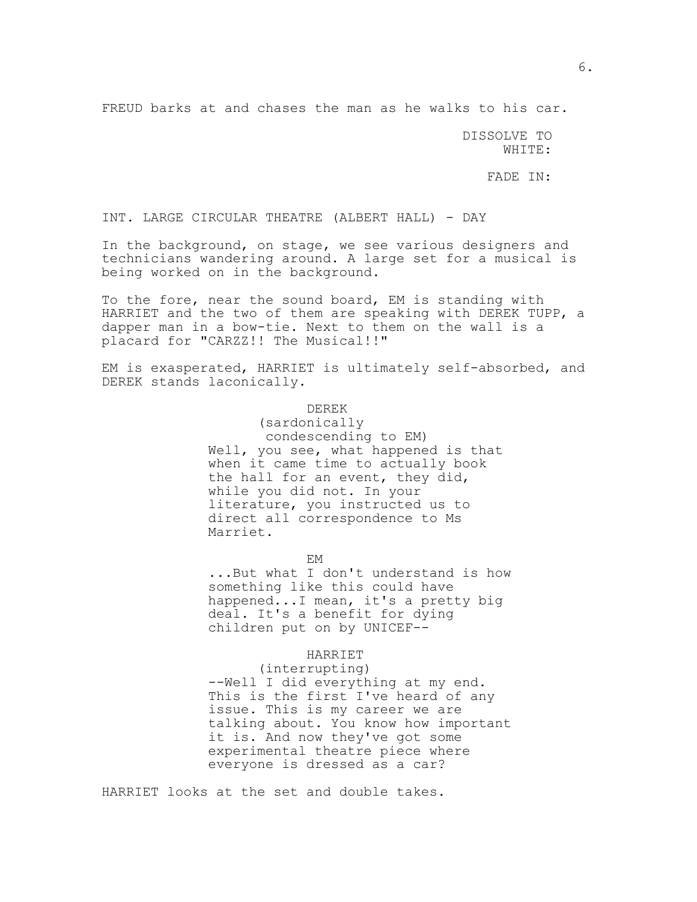FREUD barks at and chases the man as he walks to his car.

DISSOLVE TO WHITE:

FADE IN:

INT. LARGE CIRCULAR THEATRE (ALBERT HALL) - DAY

In the background, on stage, we see various designers and technicians wandering around. A large set for a musical is being worked on in the background.

To the fore, near the sound board, EM is standing with HARRIET and the two of them are speaking with DEREK TUPP, a dapper man in a bow-tie. Next to them on the wall is a placard for "CARZZ!! The Musical!!"

EM is exasperated, HARRIET is ultimately self-absorbed, and DEREK stands laconically.

DEREK
(sardonically condescending to EM)
Well, you see, what happened is that when it came time to actually book the hall for an event, they did, while you did not. In your literature, you instructed us to direct all correspondence to Ms Marriet.

EM
...But what I don't understand is how something like this could have happened...I mean, it's a pretty big deal. It's a benefit for dying children put on by UNICEF--

HARRIET
(interrupting)
--Well I did everything at my end. This is the first I've heard of any issue. This is my career we are talking about. You know how important it is. And now they've got some experimental theatre piece where everyone is dressed as a car?

HARRIET looks at the set and double takes.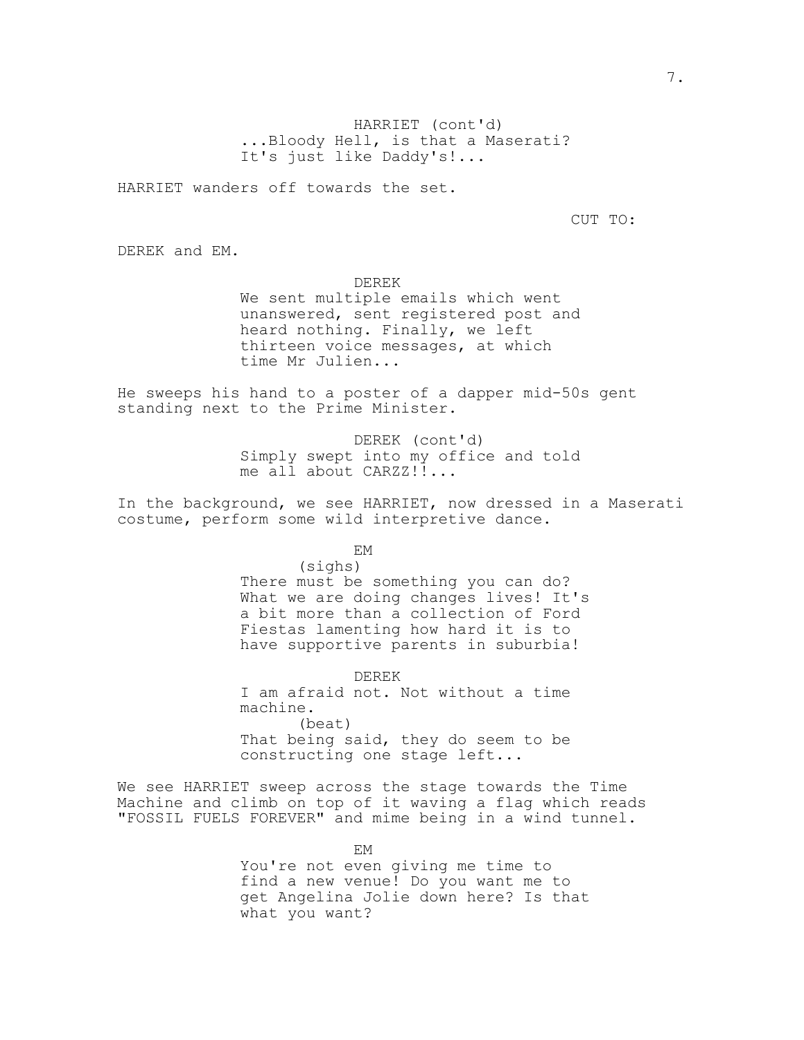HARRIET (cont'd)
...Bloody Hell, is that a Maserati? It's just like Daddy's!...

HARRIET wanders off towards the set.

CUT TO:

DEREK and EM.

DEREK
We sent multiple emails which went unanswered, sent registered post and heard nothing. Finally, we left thirteen voice messages, at which time Mr Julien...

He sweeps his hand to a poster of a dapper mid-50s gent standing next to the Prime Minister.

DEREK (cont'd)
Simply swept into my office and told me all about CARZZ!!...

In the background, we see HARRIET, now dressed in a Maserati costume, perform some wild interpretive dance.

EM
(sighs)
There must be something you can do? What we are doing changes lives! It's a bit more than a collection of Ford Fiestas lamenting how hard it is to have supportive parents in suburbia!

DEREK
I am afraid not. Not without a time machine.
(beat)
That being said, they do seem to be constructing one stage left...

We see HARRIET sweep across the stage towards the Time Machine and climb on top of it waving a flag which reads "FOSSIL FUELS FOREVER" and mime being in a wind tunnel.

EM
You're not even giving me time to find a new venue! Do you want me to get Angelina Jolie down here? Is that what you want?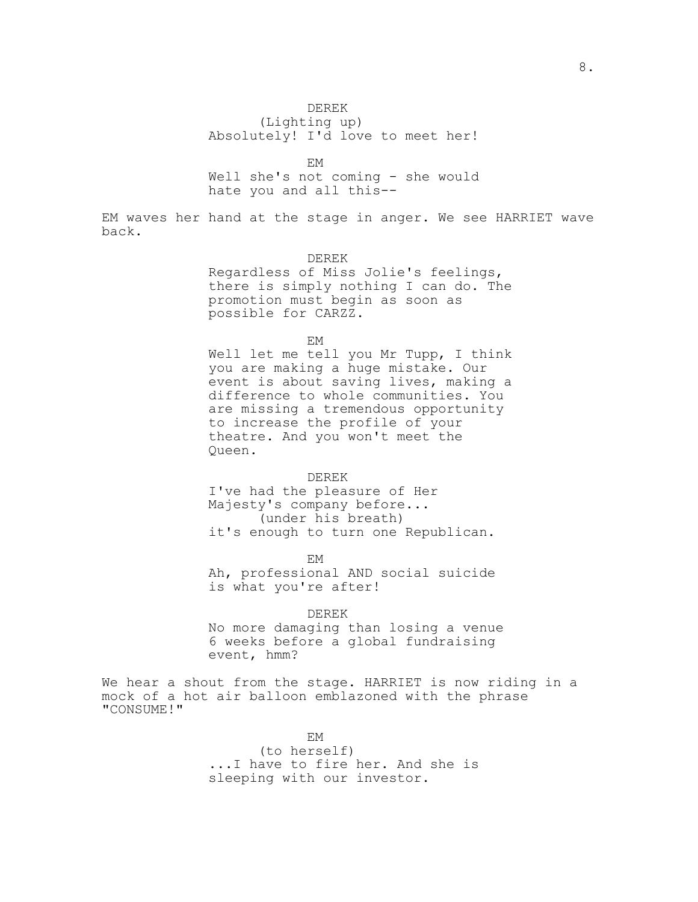DEREK
(Lighting up)
Absolutely! I'd love to meet her!

EM
Well she's not coming - she would hate you and all this--

EM waves her hand at the stage in anger. We see HARRIET wave back.

DEREK
Regardless of Miss Jolie's feelings, there is simply nothing I can do. The promotion must begin as soon as possible for CARZZ.

EM
Well let me tell you Mr Tupp, I think you are making a huge mistake. Our event is about saving lives, making a difference to whole communities. You are missing a tremendous opportunity to increase the profile of your theatre. And you won't meet the Queen.

DEREK
I've had the pleasure of Her Majesty's company before...
(under his breath)
it's enough to turn one Republican.

EM
Ah, professional AND social suicide is what you're after!

DEREK
No more damaging than losing a venue 6 weeks before a global fundraising event, hmm?

We hear a shout from the stage. HARRIET is now riding in a mock of a hot air balloon emblazoned with the phrase "CONSUME!"

EM
(to herself)
...I have to fire her. And she is sleeping with our investor.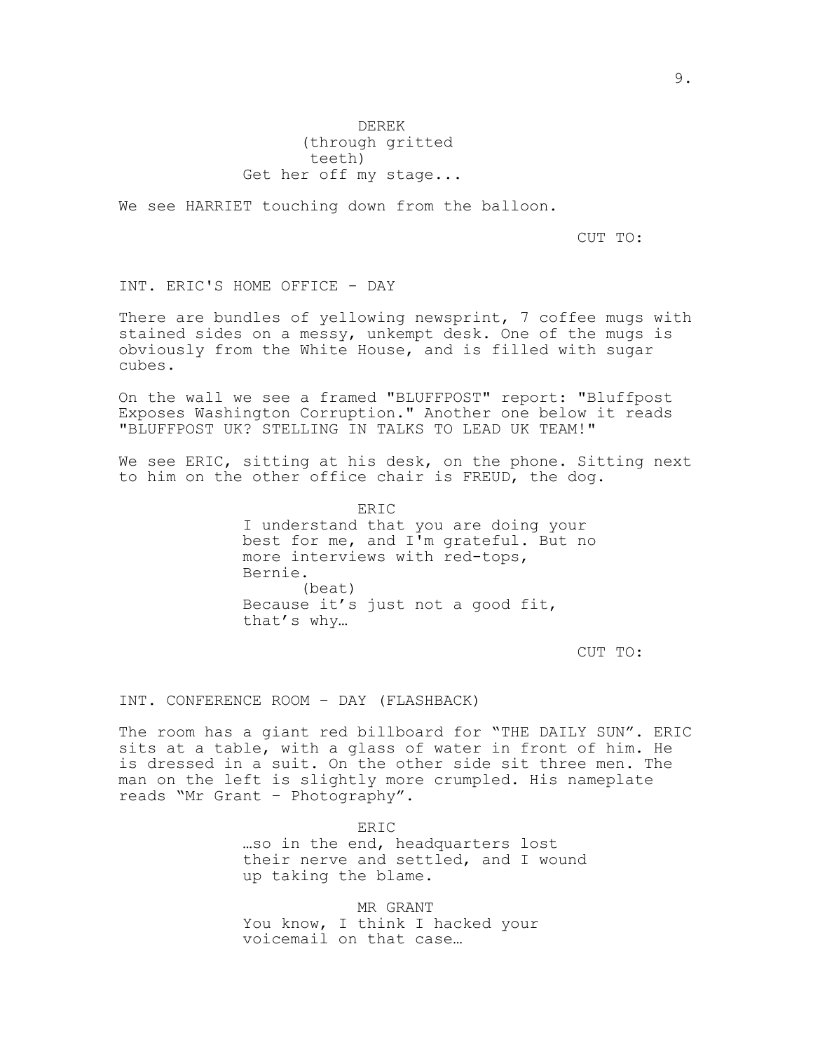DEREK
(through gritted teeth)
Get her off my stage...

We see HARRIET touching down from the balloon.

CUT TO:

INT. ERIC'S HOME OFFICE - DAY

There are bundles of yellowing newsprint, 7 coffee mugs with stained sides on a messy, unkempt desk. One of the mugs is obviously from the White House, and is filled with sugar cubes.

On the wall we see a framed "BLUFFPOST" report: "Bluffpost Exposes Washington Corruption." Another one below it reads "BLUFFPOST UK? STELLING IN TALKS TO LEAD UK TEAM!"

We see ERIC, sitting at his desk, on the phone. Sitting next to him on the other office chair is FREUD, the dog.

ERIC
I understand that you are doing your best for me, and I'm grateful. But no more interviews with red-tops, Bernie.
(beat)
Because it's just not a good fit, that's why…

CUT TO:

INT. CONFERENCE ROOM – DAY (FLASHBACK)

The room has a giant red billboard for "THE DAILY SUN". ERIC sits at a table, with a glass of water in front of him. He is dressed in a suit. On the other side sit three men. The man on the left is slightly more crumpled. His nameplate reads "Mr Grant – Photography".

ERIC
…so in the end, headquarters lost their nerve and settled, and I wound up taking the blame.

MR GRANT
You know, I think I hacked your voicemail on that case…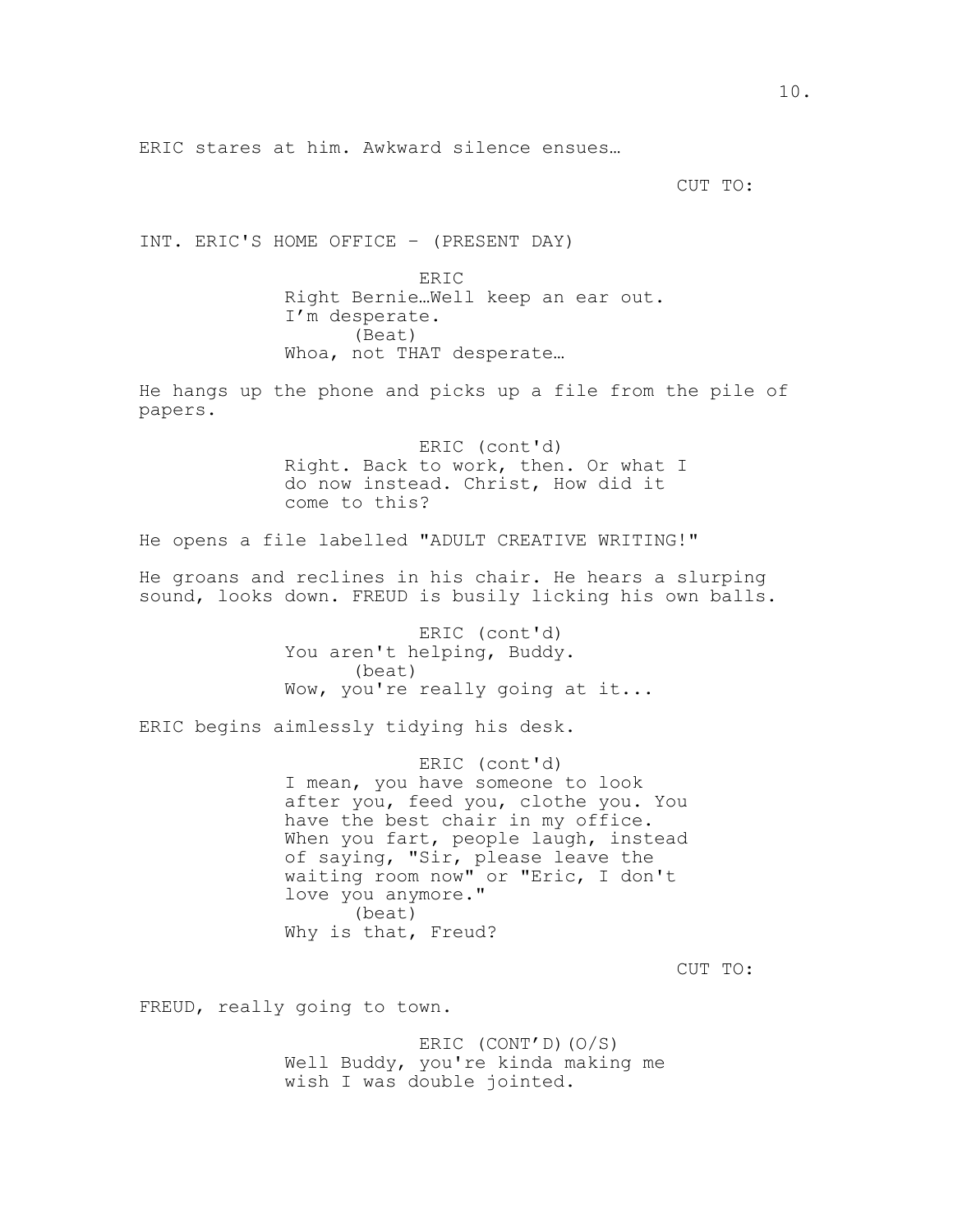ERIC stares at him. Awkward silence ensues…

CUT TO:

INT. ERIC'S HOME OFFICE - (PRESENT DAY)

ERIC
Right Bernie…Well keep an ear out. I'm desperate.
(Beat)
Whoa, not THAT desperate…

He hangs up the phone and picks up a file from the pile of papers.

ERIC (cont'd)
Right. Back to work, then. Or what I do now instead. Christ, How did it come to this?

He opens a file labelled "ADULT CREATIVE WRITING!"

He groans and reclines in his chair. He hears a slurping sound, looks down. FREUD is busily licking his own balls.

ERIC (cont'd)
You aren't helping, Buddy.
(beat)
Wow, you're really going at it...

ERIC begins aimlessly tidying his desk.

ERIC (cont'd)
I mean, you have someone to look after you, feed you, clothe you. You have the best chair in my office. When you fart, people laugh, instead of saying, "Sir, please leave the waiting room now" or "Eric, I don't love you anymore."
(beat)
Why is that, Freud?

CUT TO:

FREUD, really going to town.

ERIC (CONT'D)(O/S)
Well Buddy, you're kinda making me wish I was double jointed.